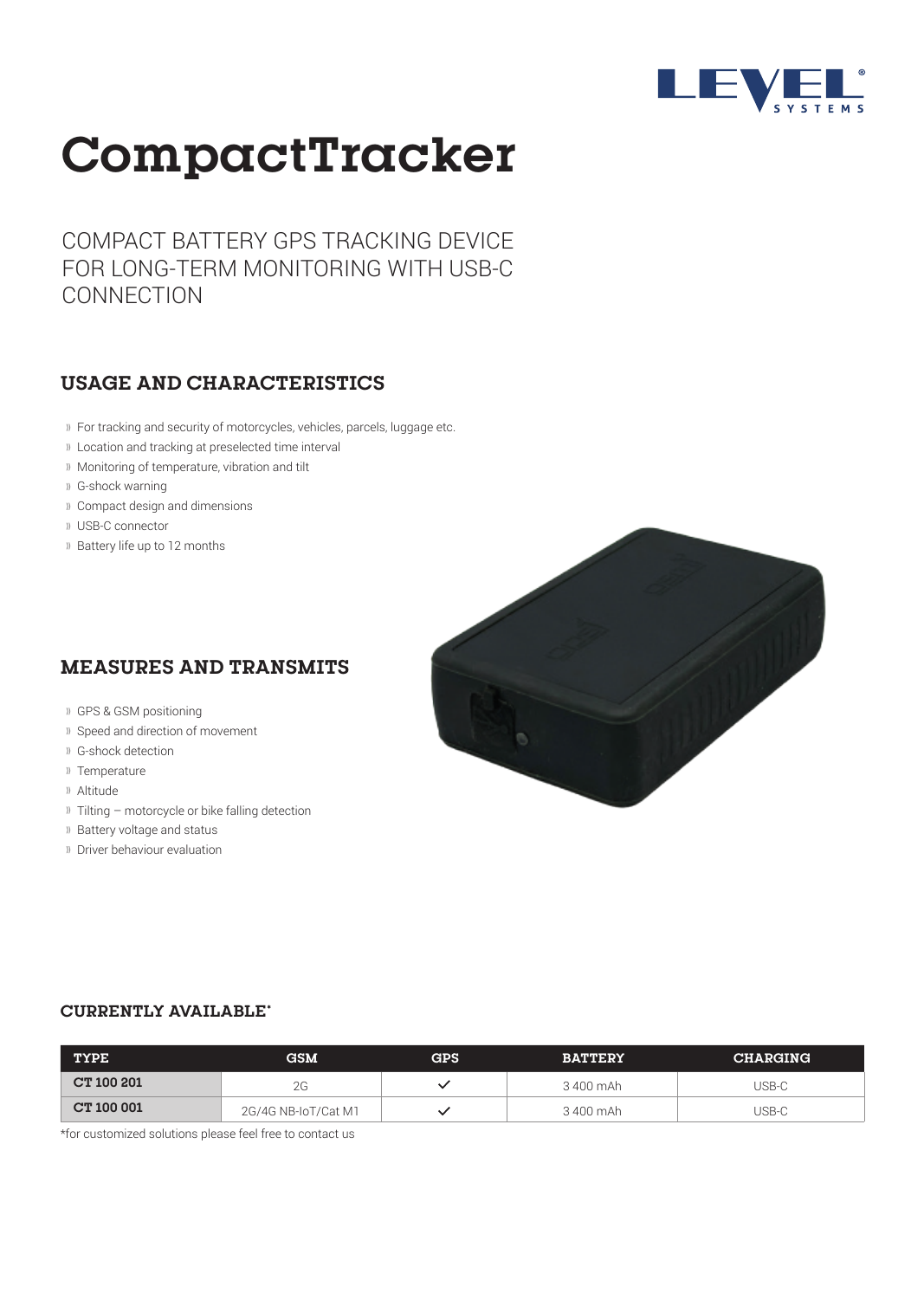# CompactTracker

COMPACT BATTERY GPS TRACKING DEVICE FOR LONG-TERM MONITORING WITH USB-C CONNECTION

## USAGE AND CHARACTERISTICS

- For tracking and security of motorcycles, vehicles, parcels, luggage etc.
- Location and tracking at preselected time interval
- Monitoring of temperature, vibration and tilt
- G-shock warning
- Compact design and dimensions
- USB-C connector
- Battery life up to 12 months

## MEASURES AND TRANSMITS

- GPS & GSM positioning
- Speed and direction of movement
- G-shock detection
- Temperature
- Altitude
- Tilting – motorcycle or bike falling detection
- Battery voltage and status
- Driver behaviour evaluation

### CURRENTLY AVAILABLE*

| TYPE | GSM | GPS | BATTERY | CHARGING |
|---|---|---|---|---|
| CT 100 201 | 2G | ✓ | 3 400 mAh | USB-C |
| CT 100 001 | 2G/4G NB-IoT/Cat M1 | ✓ | 3 400 mAh | USB-C |

*for customized solutions please feel free to contact us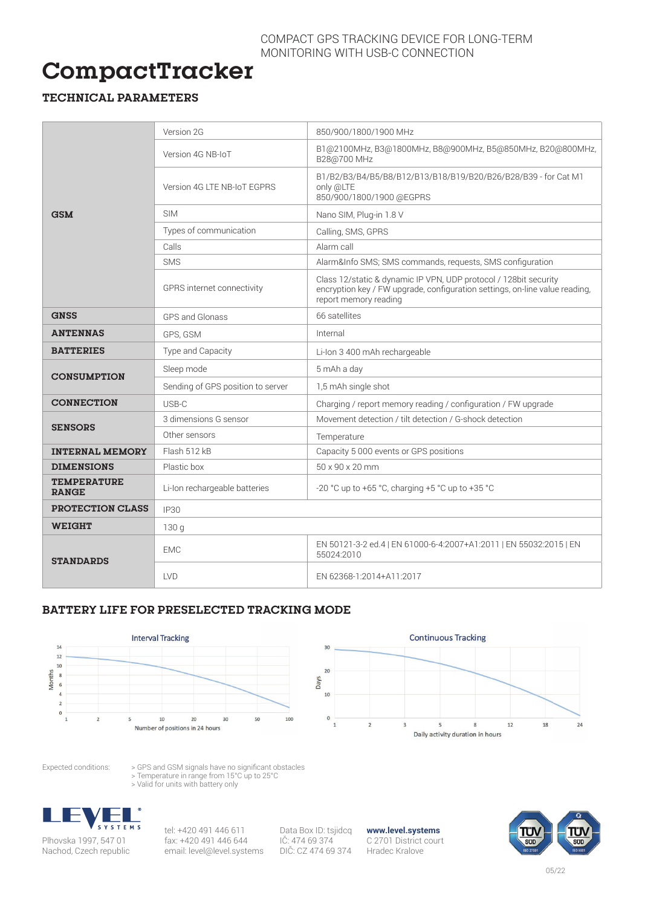COMPACT GPS TRACKING DEVICE FOR LONG-TERM MONITORING WITH USB-C CONNECTION

# CompactTracker

## TECHNICAL PARAMETERS

| | | |
|---|---|---|
| **GSM** | Version 2G | 850/900/1800/1900 MHz |
| | Version 4G NB-IoT | B1@2100MHz, B3@1800MHz, B8@900MHz, B5@850MHz, B20@800MHz, B28@700 MHz |
| | Version 4G LTE NB-IoT EGPRS | B1/B2/B3/B4/B5/B8/B12/B13/B18/B19/B20/B26/B28/B39 - for Cat M1 only @LTE<br>850/900/1800/1900 @EGPRS |
| | SIM | Nano SIM, Plug-in 1.8 V |
| | Types of communication | Calling, SMS, GPRS |
| | Calls | Alarm call |
| | SMS | Alarm&Info SMS; SMS commands, requests, SMS configuration |
| | GPRS internet connectivity | Class 12/static & dynamic IP VPN, UDP protocol / 128bit security encryption key / FW upgrade, configuration settings, on-line value reading, report memory reading |
| **GNSS** | GPS and Glonass | 66 satellites |
| **ANTENNAS** | GPS, GSM | Internal |
| **BATTERIES** | Type and Capacity | Li-Ion 3 400 mAh rechargeable |
| **CONSUMPTION** | Sleep mode | 5 mAh a day |
| | Sending of GPS position to server | 1,5 mAh single shot |
| **CONNECTION** | USB-C | Charging / report memory reading / configuration / FW upgrade |
| **SENSORS** | 3 dimensions G sensor | Movement detection / tilt detection / G-shock detection |
| | Other sensors | Temperature |
| **INTERNAL MEMORY** | Flash 512 kB | Capacity 5 000 events or GPS positions |
| **DIMENSIONS** | Plastic box | 50 x 90 x 20 mm |
| **TEMPERATURE RANGE** | Li-Ion rechargeable batteries | -20 °C up to +65 °C, charging +5 °C up to +35 °C |
| **PROTECTION CLASS** | IP30 | |
| **WEIGHT** | 130 g | |
| **STANDARDS** | EMC | EN 50121-3-2 ed.4 \| EN 61000-6-4:2007+A1:2011 \| EN 55032:2015 \| EN 55024:2010 |
| | LVD | EN 62368-1:2014+A11:2017 |

## BATTERY LIFE FOR PRESELECTED TRACKING MODE

Interval Tracking

Months

14
12
10
8
6
4
2
0

1 2 5 10 20 30 50 100

Number of positions in 24 hours

Continuous Tracking

Days

30
20
10
0

1 2 3 5 8 12 18 24

Daily activity duration in hours

Expected conditions:
> GPS and GSM signals have no significant obstacles
> Temperature in range from 15°C up to 25°C
> Valid for units with battery only

LEVEL SYSTEMS

Plhovska 1997, 547 01
Nachod, Czech republic

tel: +420 491 446 611
fax: +420 491 446 644
email: level@level.systems

Data Box ID: tsjidcq
IČ: 474 69 374
DIČ: CZ 474 69 374

**www.level.systems**
C 2701 District court
Hradec Kralove

05/22